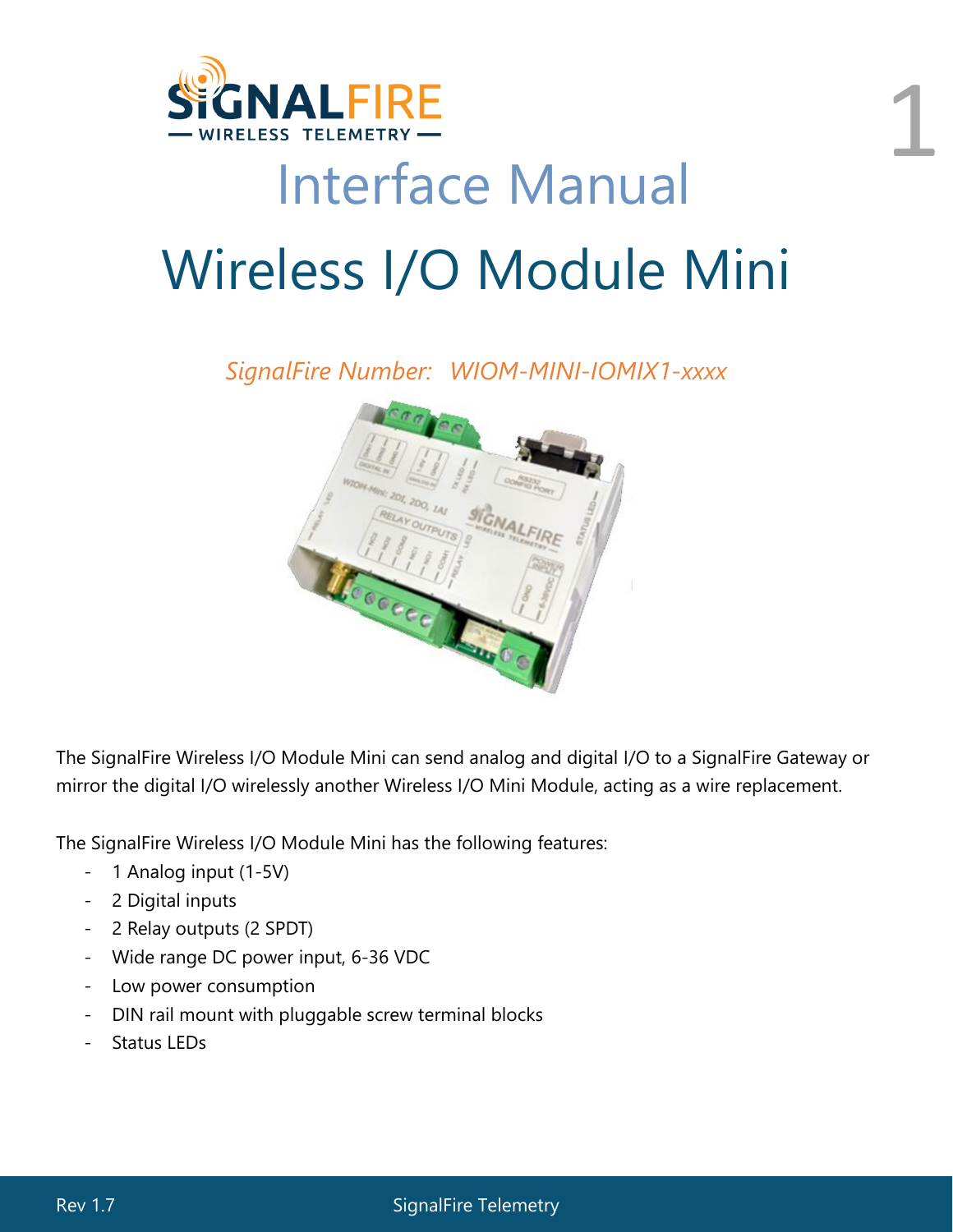# Interface Manual

# Wireless I/O Module Mini

*SignalFire Number: WIOM-MINI-IOMIX1-xxxx*

The SignalFire Wireless I/O Module Mini can send analog and digital I/O to a SignalFire Gateway or mirror the digital I/O wirelessly another Wireless I/O Mini Module, acting as a wire replacement.

The SignalFire Wireless I/O Module Mini has the following features:

- 1 Analog input (1-5V)
- 2 Digital inputs
- 2 Relay outputs (2 SPDT)
- Wide range DC power input, 6-36 VDC
- Low power consumption
- DIN rail mount with pluggable screw terminal blocks
- Status LEDs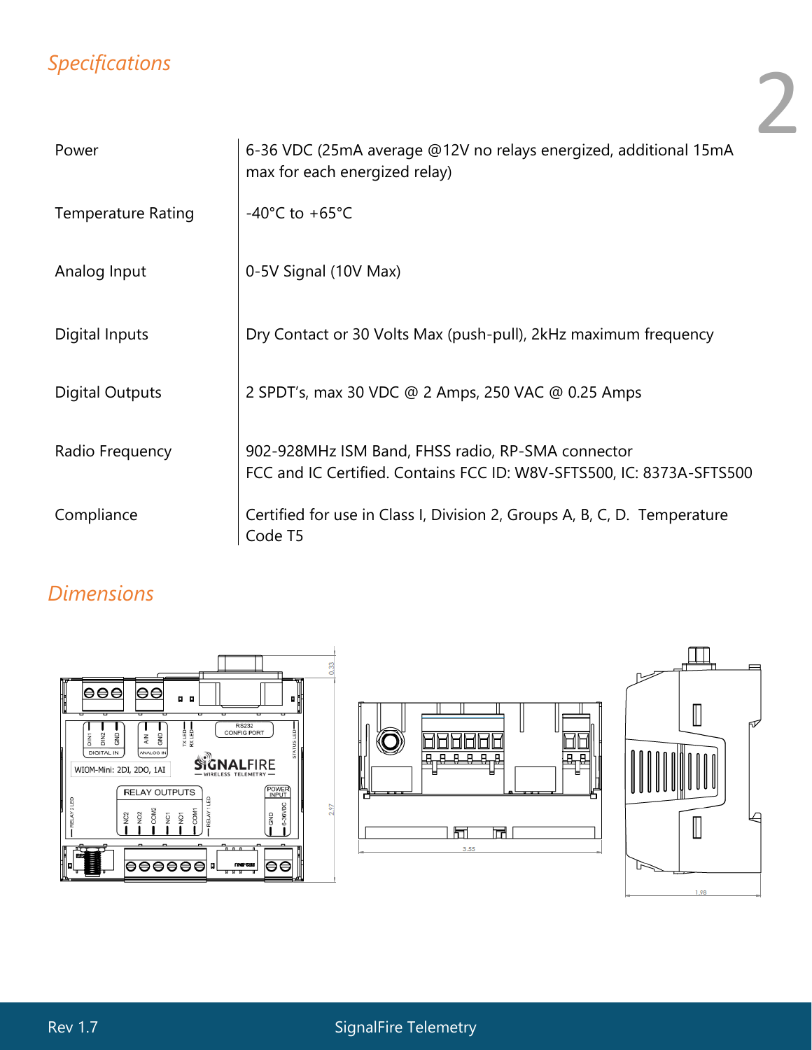## Specifications

| | |
|---|---|
| Power | 6-36 VDC (25mA average @12V no relays energized, additional 15mA max for each energized relay) |
| Temperature Rating | -40°C to +65°C |
| Analog Input | 0-5V Signal (10V Max) |
| Digital Inputs | Dry Contact or 30 Volts Max (push-pull), 2kHz maximum frequency |
| Digital Outputs | 2 SPDT's, max 30 VDC @ 2 Amps, 250 VAC @ 0.25 Amps |
| Radio Frequency | 902-928MHz ISM Band, FHSS radio, RP-SMA connector<br>FCC and IC Certified. Contains FCC ID: W8V-SFTS500, IC: 8373A-SFTS500 |
| Compliance | Certified for use in Class I, Division 2, Groups A, B, C, D. Temperature Code T5 |

## Dimensions

0.33

2.57

3.55

1.98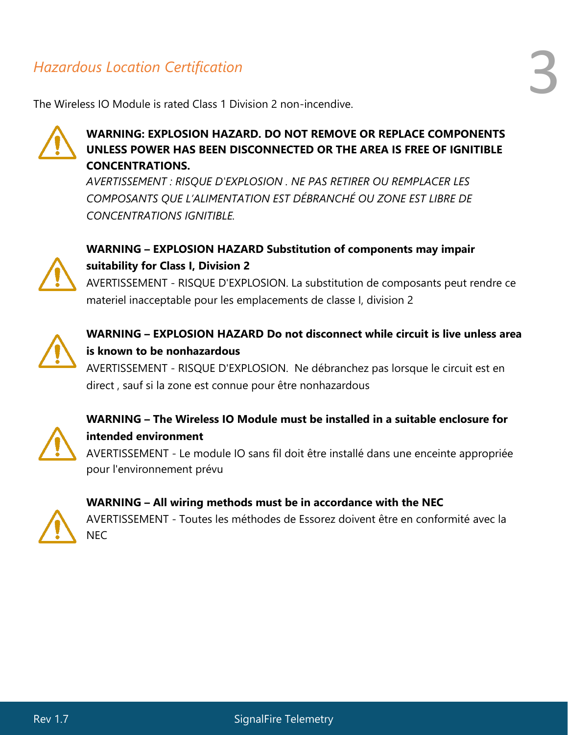## *Hazardous Location Certification*

The Wireless IO Module is rated Class 1 Division 2 non-incendive.

**WARNING: EXPLOSION HAZARD. DO NOT REMOVE OR REPLACE COMPONENTS UNLESS POWER HAS BEEN DISCONNECTED OR THE AREA IS FREE OF IGNITIBLE CONCENTRATIONS.**

*AVERTISSEMENT : RISQUE D'EXPLOSION . NE PAS RETIRER OU REMPLACER LES COMPOSANTS QUE L'ALIMENTATION EST DÉBRANCHÉ OU ZONE EST LIBRE DE CONCENTRATIONS IGNITIBLE.*

**WARNING – EXPLOSION HAZARD Substitution of components may impair suitability for Class I, Division 2**

AVERTISSEMENT - RISQUE D'EXPLOSION. La substitution de composants peut rendre ce materiel inacceptable pour les emplacements de classe I, division 2

**WARNING – EXPLOSION HAZARD Do not disconnect while circuit is live unless area is known to be nonhazardous**

AVERTISSEMENT - RISQUE D'EXPLOSION. Ne débranchez pas lorsque le circuit est en direct , sauf si la zone est connue pour être nonhazardous

**WARNING – The Wireless IO Module must be installed in a suitable enclosure for intended environment**

AVERTISSEMENT - Le module IO sans fil doit être installé dans une enceinte appropriée pour l'environnement prévu

**WARNING – All wiring methods must be in accordance with the NEC**

AVERTISSEMENT - Toutes les méthodes de Essorez doivent être en conformité avec la NEC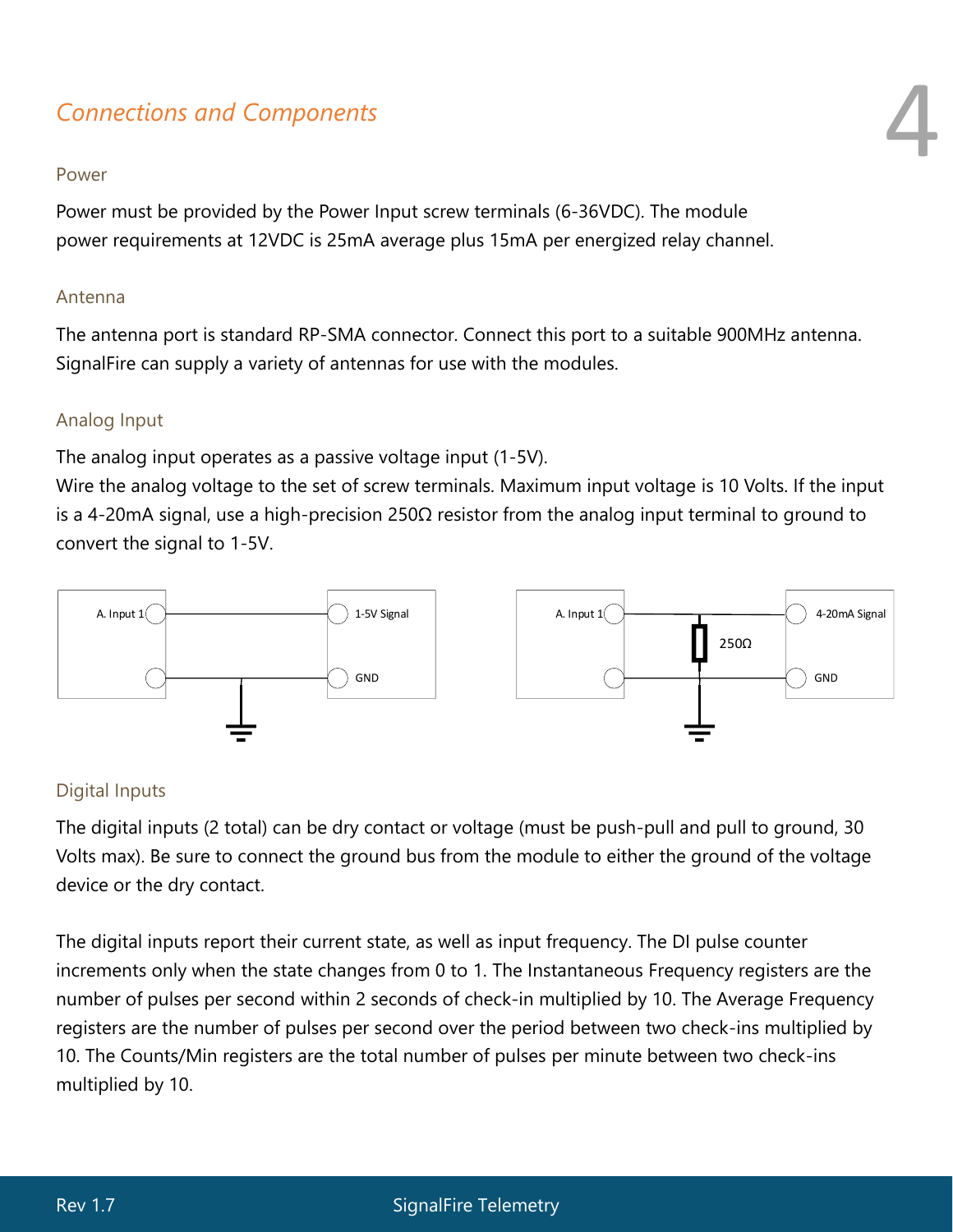# Connections and Components

## Power

Power must be provided by the Power Input screw terminals (6-36VDC). The module power requirements at 12VDC is 25mA average plus 15mA per energized relay channel.

## Antenna

The antenna port is standard RP-SMA connector. Connect this port to a suitable 900MHz antenna. SignalFire can supply a variety of antennas for use with the modules.

## Analog Input

The analog input operates as a passive voltage input (1-5V).
Wire the analog voltage to the set of screw terminals. Maximum input voltage is 10 Volts. If the input is a 4-20mA signal, use a high-precision 250Ω resistor from the analog input terminal to ground to convert the signal to 1-5V.

A. Input 1 — 1-5V Signal, GND

A. Input 1 — 250Ω — 4-20mA Signal, GND

## Digital Inputs

The digital inputs (2 total) can be dry contact or voltage (must be push-pull and pull to ground, 30 Volts max). Be sure to connect the ground bus from the module to either the ground of the voltage device or the dry contact.

The digital inputs report their current state, as well as input frequency. The DI pulse counter increments only when the state changes from 0 to 1. The Instantaneous Frequency registers are the number of pulses per second within 2 seconds of check-in multiplied by 10. The Average Frequency registers are the number of pulses per second over the period between two check-ins multiplied by 10. The Counts/Min registers are the total number of pulses per minute between two check-ins multiplied by 10.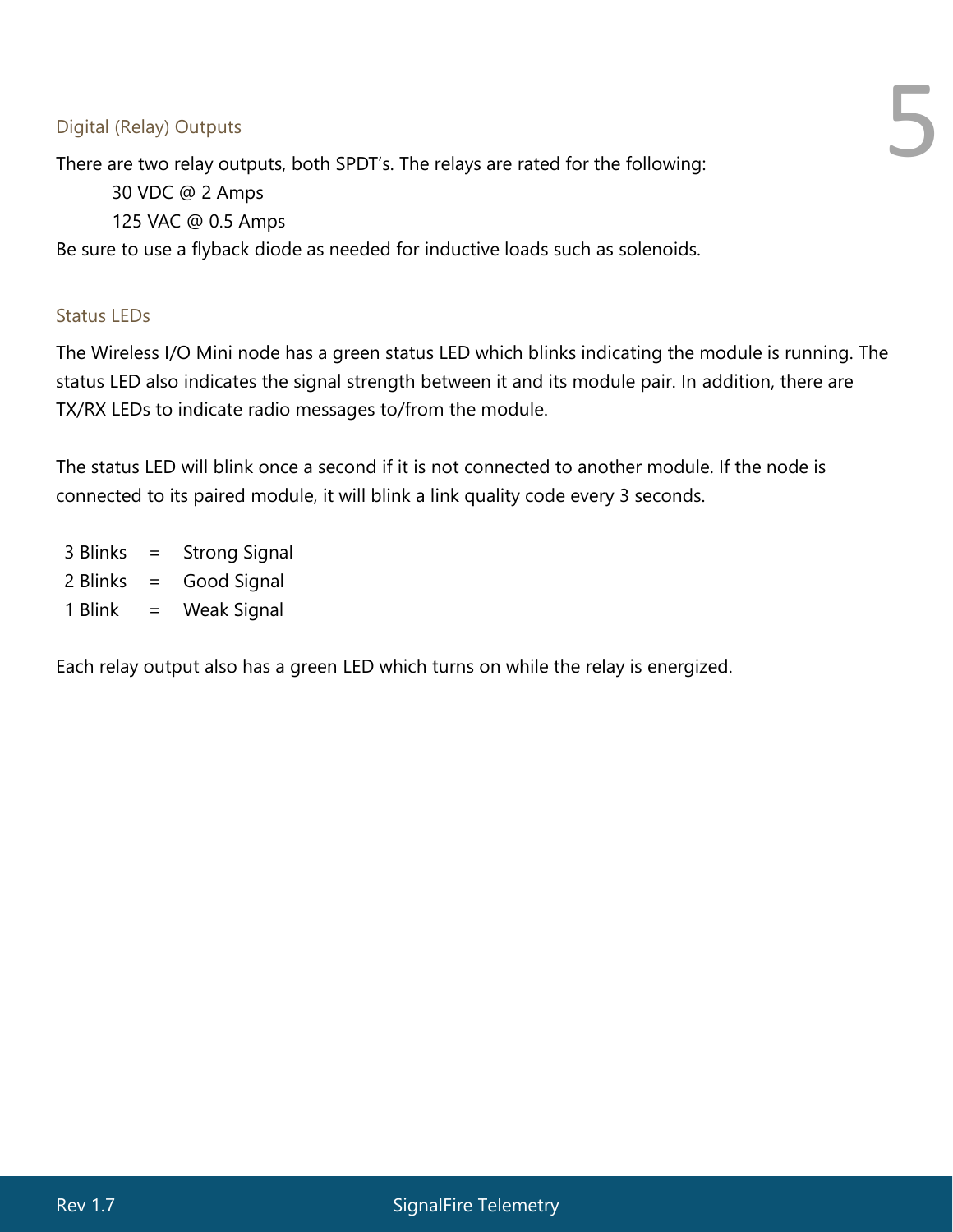### Digital (Relay) Outputs

There are two relay outputs, both SPDT's. The relays are rated for the following:

30 VDC @ 2 Amps

125 VAC @ 0.5 Amps

Be sure to use a flyback diode as needed for inductive loads such as solenoids.

### Status LEDs

The Wireless I/O Mini node has a green status LED which blinks indicating the module is running. The status LED also indicates the signal strength between it and its module pair. In addition, there are TX/RX LEDs to indicate radio messages to/from the module.

The status LED will blink once a second if it is not connected to another module. If the node is connected to its paired module, it will blink a link quality code every 3 seconds.

| | | |
|---|---|---|
| 3 Blinks | = | Strong Signal |
| 2 Blinks | = | Good Signal |
| 1 Blink | = | Weak Signal |

Each relay output also has a green LED which turns on while the relay is energized.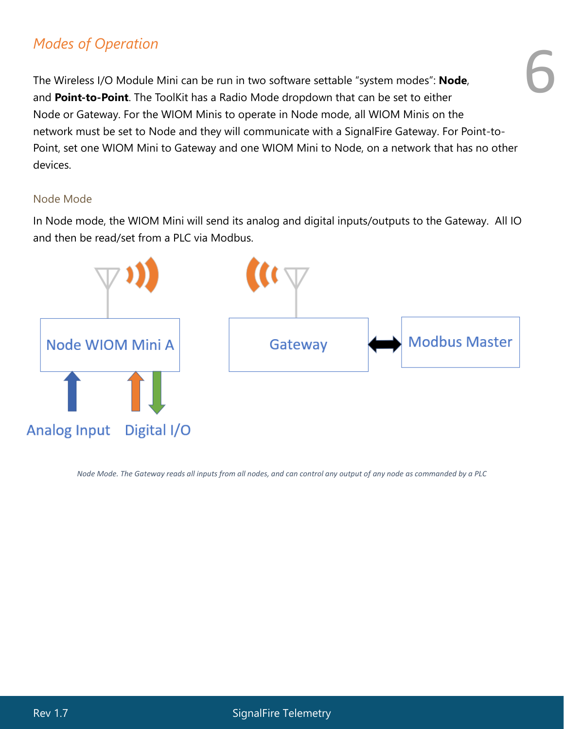## *Modes of Operation*

The Wireless I/O Module Mini can be run in two software settable "system modes": **Node**, and **Point-to-Point**. The ToolKit has a Radio Mode dropdown that can be set to either Node or Gateway. For the WIOM Minis to operate in Node mode, all WIOM Minis on the network must be set to Node and they will communicate with a SignalFire Gateway. For Point-to-Point, set one WIOM Mini to Gateway and one WIOM Mini to Node, on a network that has no other devices.

### Node Mode

In Node mode, the WIOM Mini will send its analog and digital inputs/outputs to the Gateway. All IO and then be read/set from a PLC via Modbus.

Node WIOM Mini A

Gateway

Modbus Master

Analog Input

Digital I/O

*Node Mode. The Gateway reads all inputs from all nodes, and can control any output of any node as commanded by a PLC*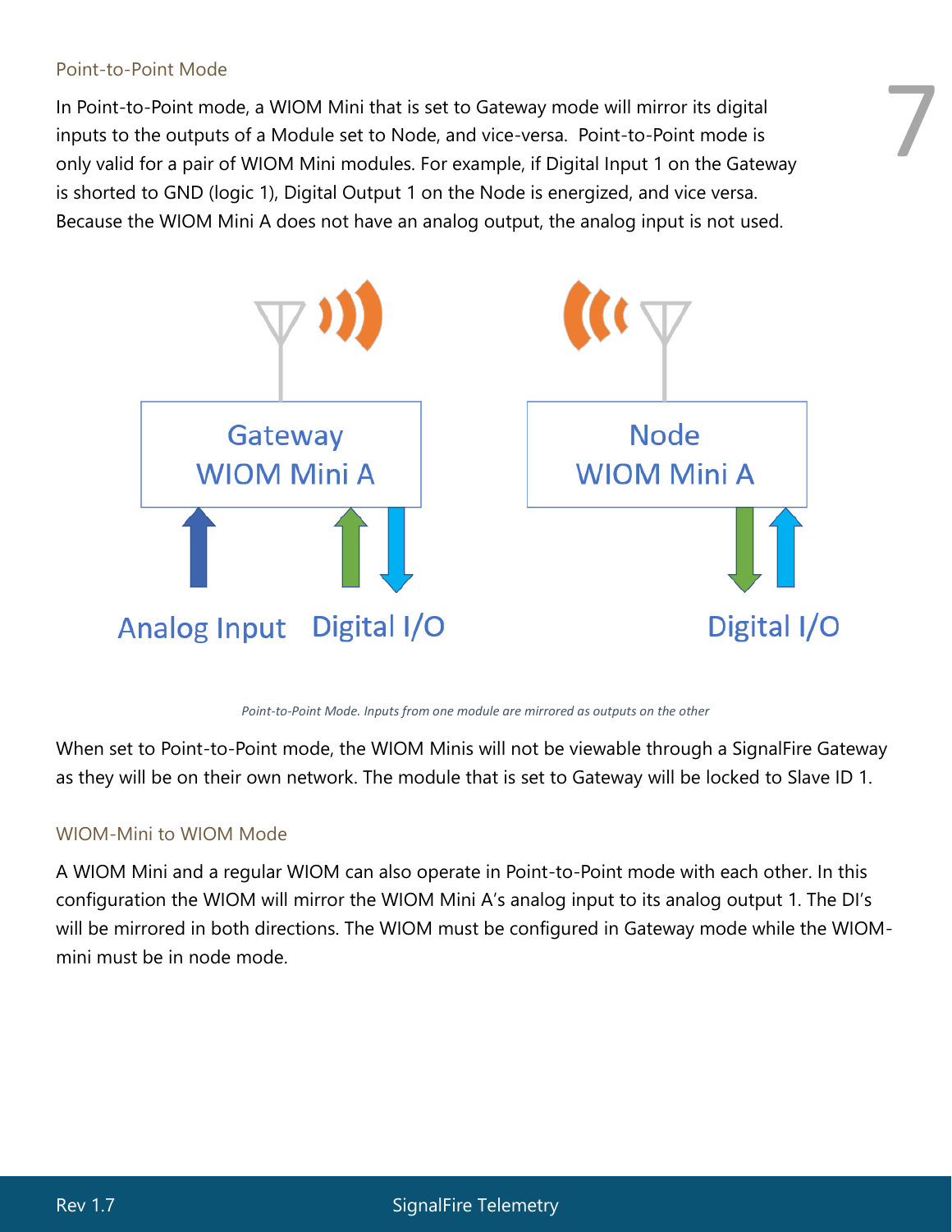### Point-to-Point Mode

In Point-to-Point mode, a WIOM Mini that is set to Gateway mode will mirror its digital inputs to the outputs of a Module set to Node, and vice-versa. Point-to-Point mode is only valid for a pair of WIOM Mini modules. For example, if Digital Input 1 on the Gateway is shorted to GND (logic 1), Digital Output 1 on the Node is energized, and vice versa. Because the WIOM Mini A does not have an analog output, the analog input is not used.

Gateway
WIOM Mini A

Node
WIOM Mini A

Analog Input

Digital I/O

Digital I/O

*Point-to-Point Mode. Inputs from one module are mirrored as outputs on the other*

When set to Point-to-Point mode, the WIOM Minis will not be viewable through a SignalFire Gateway as they will be on their own network. The module that is set to Gateway will be locked to Slave ID 1.

### WIOM-Mini to WIOM Mode

A WIOM Mini and a regular WIOM can also operate in Point-to-Point mode with each other. In this configuration the WIOM will mirror the WIOM Mini A's analog input to its analog output 1. The DI's will be mirrored in both directions. The WIOM must be configured in Gateway mode while the WIOM-mini must be in node mode.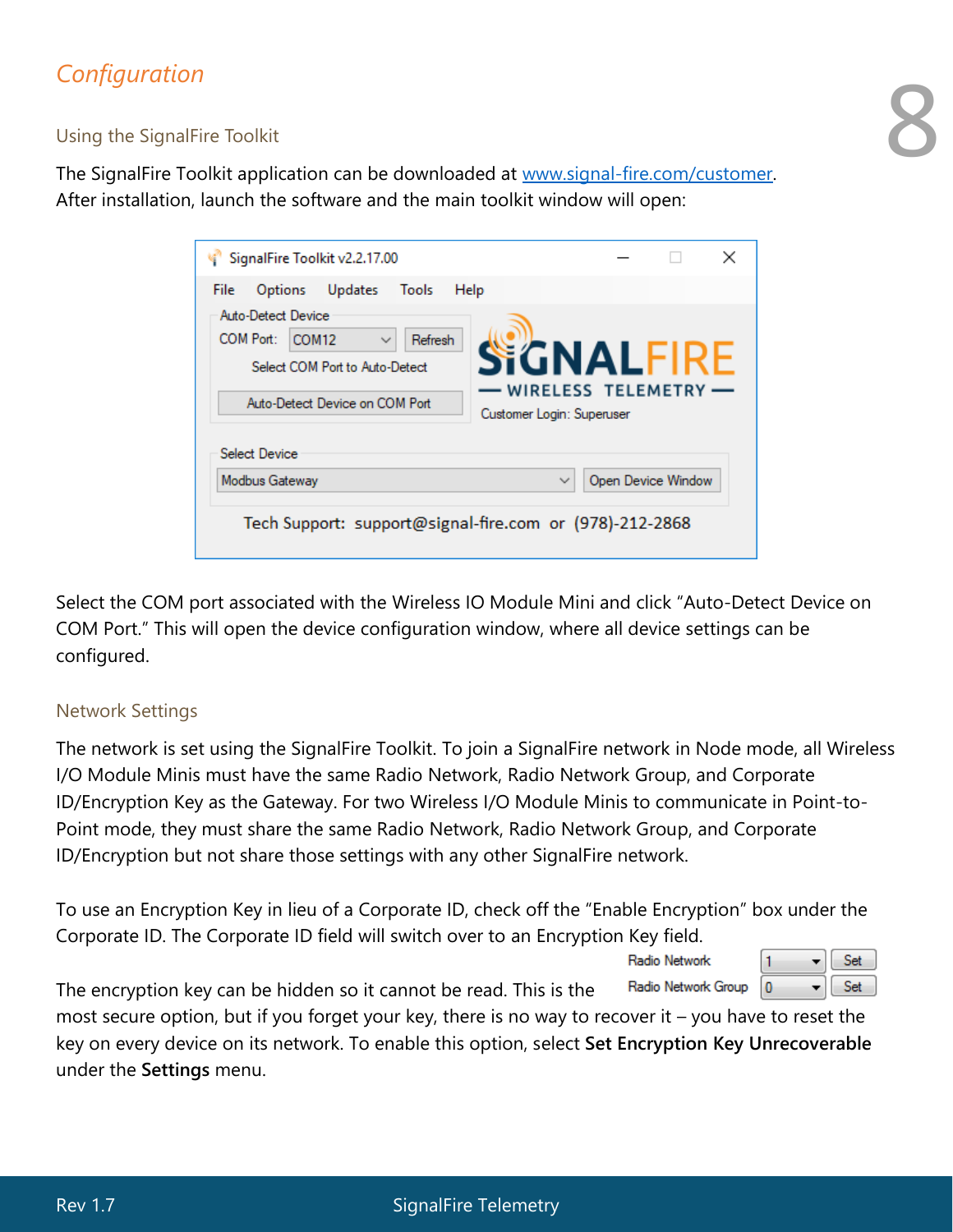# Configuration

## Using the SignalFire Toolkit

The SignalFire Toolkit application can be downloaded at www.signal-fire.com/customer. After installation, launch the software and the main toolkit window will open:

Select the COM port associated with the Wireless IO Module Mini and click "Auto-Detect Device on COM Port." This will open the device configuration window, where all device settings can be configured.

## Network Settings

The network is set using the SignalFire Toolkit. To join a SignalFire network in Node mode, all Wireless I/O Module Minis must have the same Radio Network, Radio Network Group, and Corporate ID/Encryption Key as the Gateway. For two Wireless I/O Module Minis to communicate in Point-to-Point mode, they must share the same Radio Network, Radio Network Group, and Corporate ID/Encryption but not share those settings with any other SignalFire network.

To use an Encryption Key in lieu of a Corporate ID, check off the "Enable Encryption" box under the Corporate ID. The Corporate ID field will switch over to an Encryption Key field.

The encryption key can be hidden so it cannot be read. This is the most secure option, but if you forget your key, there is no way to recover it – you have to reset the key on every device on its network. To enable this option, select **Set Encryption Key Unrecoverable** under the **Settings** menu.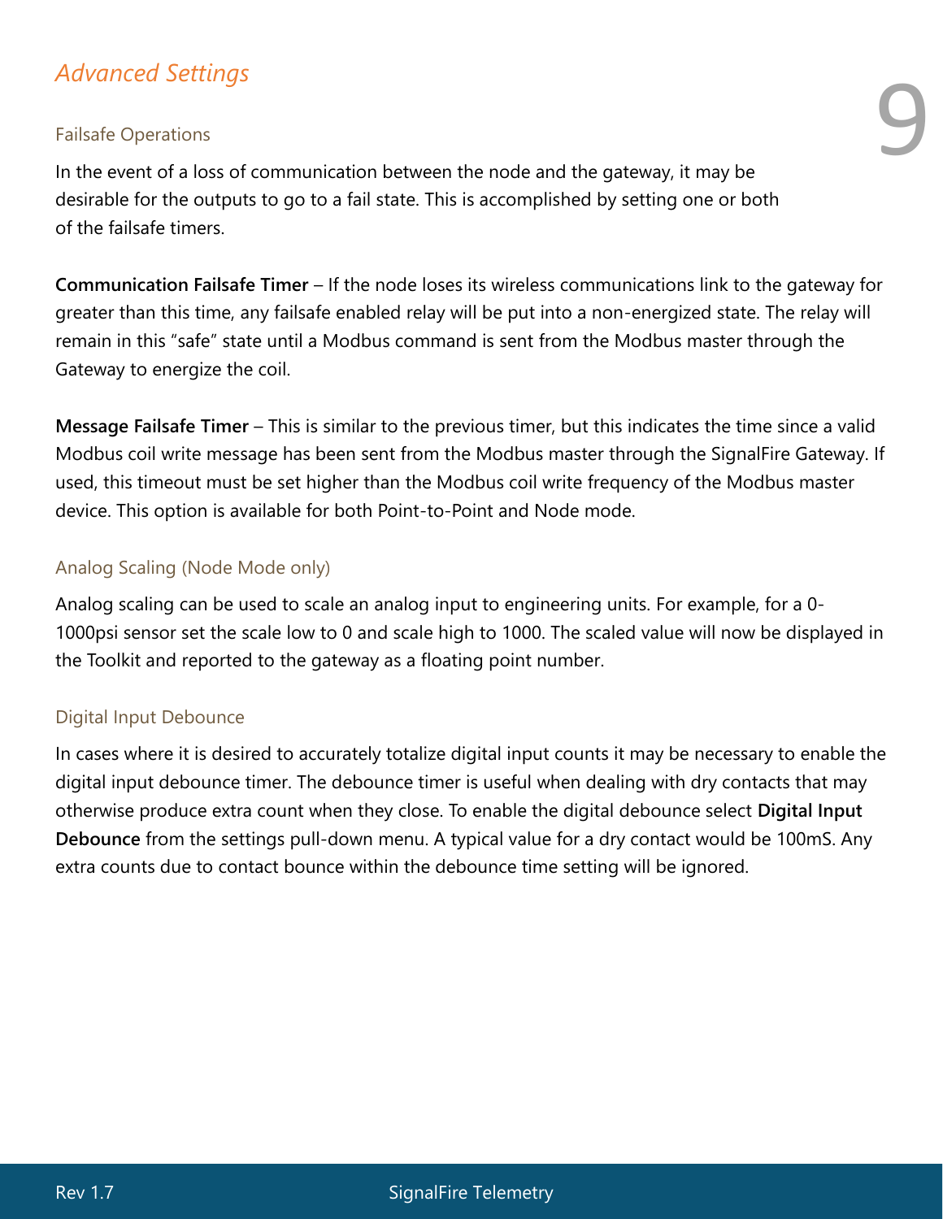# Advanced Settings

## Failsafe Operations

In the event of a loss of communication between the node and the gateway, it may be desirable for the outputs to go to a fail state. This is accomplished by setting one or both of the failsafe timers.

**Communication Failsafe Timer** – If the node loses its wireless communications link to the gateway for greater than this time, any failsafe enabled relay will be put into a non-energized state. The relay will remain in this "safe" state until a Modbus command is sent from the Modbus master through the Gateway to energize the coil.

**Message Failsafe Timer** – This is similar to the previous timer, but this indicates the time since a valid Modbus coil write message has been sent from the Modbus master through the SignalFire Gateway. If used, this timeout must be set higher than the Modbus coil write frequency of the Modbus master device. This option is available for both Point-to-Point and Node mode.

## Analog Scaling (Node Mode only)

Analog scaling can be used to scale an analog input to engineering units. For example, for a 0-1000psi sensor set the scale low to 0 and scale high to 1000. The scaled value will now be displayed in the Toolkit and reported to the gateway as a floating point number.

## Digital Input Debounce

In cases where it is desired to accurately totalize digital input counts it may be necessary to enable the digital input debounce timer. The debounce timer is useful when dealing with dry contacts that may otherwise produce extra count when they close. To enable the digital debounce select **Digital Input Debounce** from the settings pull-down menu. A typical value for a dry contact would be 100mS. Any extra counts due to contact bounce within the debounce time setting will be ignored.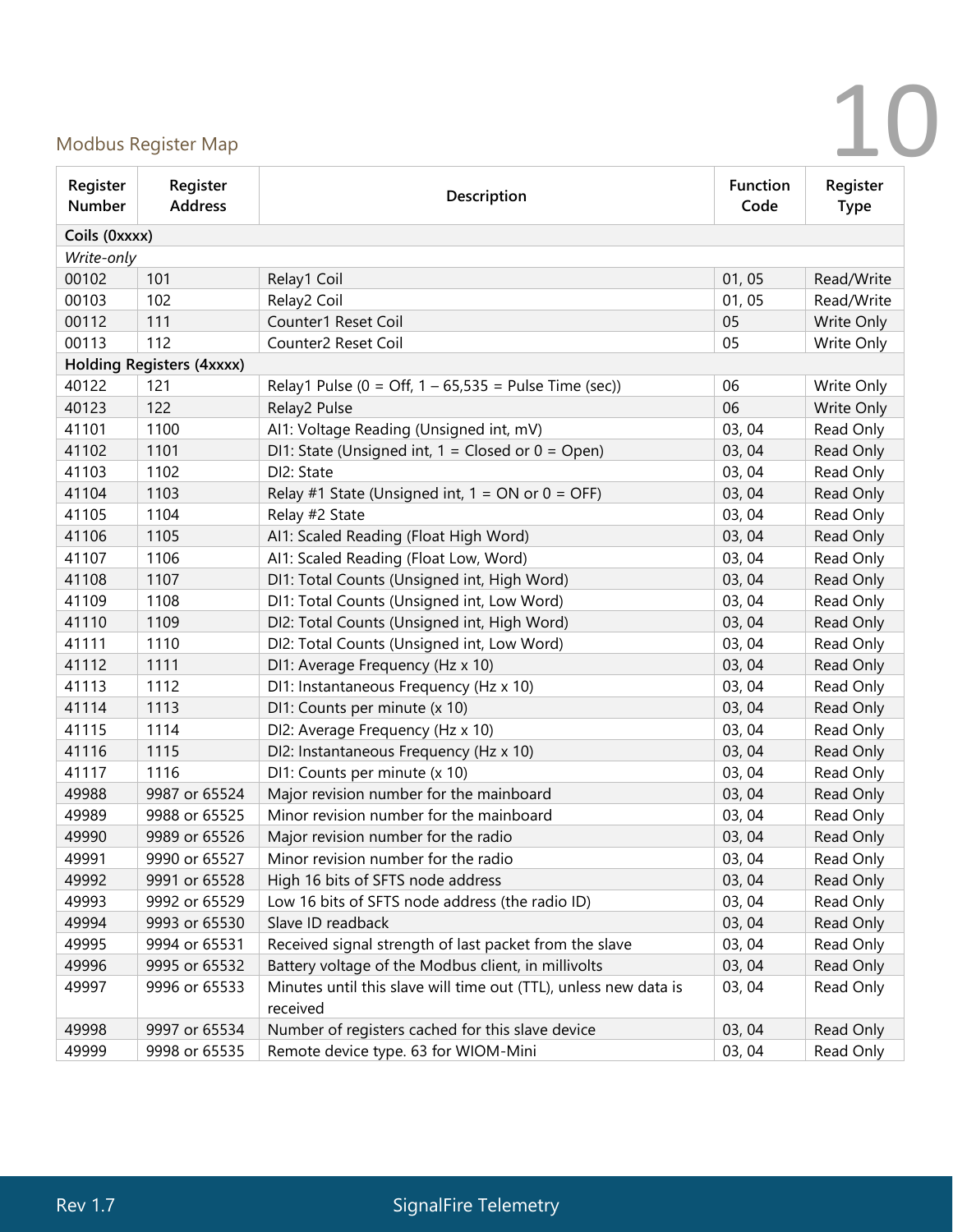## Modbus Register Map

| Register Number | Register Address | Description | Function Code | Register Type |
|---|---|---|---|---|
| **Coils (0xxxx)** | | | | |
| *Write-only* | | | | |
| 00102 | 101 | Relay1 Coil | 01, 05 | Read/Write |
| 00103 | 102 | Relay2 Coil | 01, 05 | Read/Write |
| 00112 | 111 | Counter1 Reset Coil | 05 | Write Only |
| 00113 | 112 | Counter2 Reset Coil | 05 | Write Only |
| **Holding Registers (4xxxx)** | | | | |
| 40122 | 121 | Relay1 Pulse (0 = Off, 1 – 65,535 = Pulse Time (sec)) | 06 | Write Only |
| 40123 | 122 | Relay2 Pulse | 06 | Write Only |
| 41101 | 1100 | AI1: Voltage Reading (Unsigned int, mV) | 03, 04 | Read Only |
| 41102 | 1101 | DI1: State (Unsigned int, 1 = Closed or 0 = Open) | 03, 04 | Read Only |
| 41103 | 1102 | DI2: State | 03, 04 | Read Only |
| 41104 | 1103 | Relay #1 State (Unsigned int, 1 = ON or 0 = OFF) | 03, 04 | Read Only |
| 41105 | 1104 | Relay #2 State | 03, 04 | Read Only |
| 41106 | 1105 | AI1: Scaled Reading (Float High Word) | 03, 04 | Read Only |
| 41107 | 1106 | AI1: Scaled Reading (Float Low, Word) | 03, 04 | Read Only |
| 41108 | 1107 | DI1: Total Counts (Unsigned int, High Word) | 03, 04 | Read Only |
| 41109 | 1108 | DI1: Total Counts (Unsigned int, Low Word) | 03, 04 | Read Only |
| 41110 | 1109 | DI2: Total Counts (Unsigned int, High Word) | 03, 04 | Read Only |
| 41111 | 1110 | DI2: Total Counts (Unsigned int, Low Word) | 03, 04 | Read Only |
| 41112 | 1111 | DI1: Average Frequency (Hz x 10) | 03, 04 | Read Only |
| 41113 | 1112 | DI1: Instantaneous Frequency (Hz x 10) | 03, 04 | Read Only |
| 41114 | 1113 | DI1: Counts per minute (x 10) | 03, 04 | Read Only |
| 41115 | 1114 | DI2: Average Frequency (Hz x 10) | 03, 04 | Read Only |
| 41116 | 1115 | DI2: Instantaneous Frequency (Hz x 10) | 03, 04 | Read Only |
| 41117 | 1116 | DI1: Counts per minute (x 10) | 03, 04 | Read Only |
| 49988 | 9987 or 65524 | Major revision number for the mainboard | 03, 04 | Read Only |
| 49989 | 9988 or 65525 | Minor revision number for the mainboard | 03, 04 | Read Only |
| 49990 | 9989 or 65526 | Major revision number for the radio | 03, 04 | Read Only |
| 49991 | 9990 or 65527 | Minor revision number for the radio | 03, 04 | Read Only |
| 49992 | 9991 or 65528 | High 16 bits of SFTS node address | 03, 04 | Read Only |
| 49993 | 9992 or 65529 | Low 16 bits of SFTS node address (the radio ID) | 03, 04 | Read Only |
| 49994 | 9993 or 65530 | Slave ID readback | 03, 04 | Read Only |
| 49995 | 9994 or 65531 | Received signal strength of last packet from the slave | 03, 04 | Read Only |
| 49996 | 9995 or 65532 | Battery voltage of the Modbus client, in millivolts | 03, 04 | Read Only |
| 49997 | 9996 or 65533 | Minutes until this slave will time out (TTL), unless new data is received | 03, 04 | Read Only |
| 49998 | 9997 or 65534 | Number of registers cached for this slave device | 03, 04 | Read Only |
| 49999 | 9998 or 65535 | Remote device type. 63 for WIOM-Mini | 03, 04 | Read Only |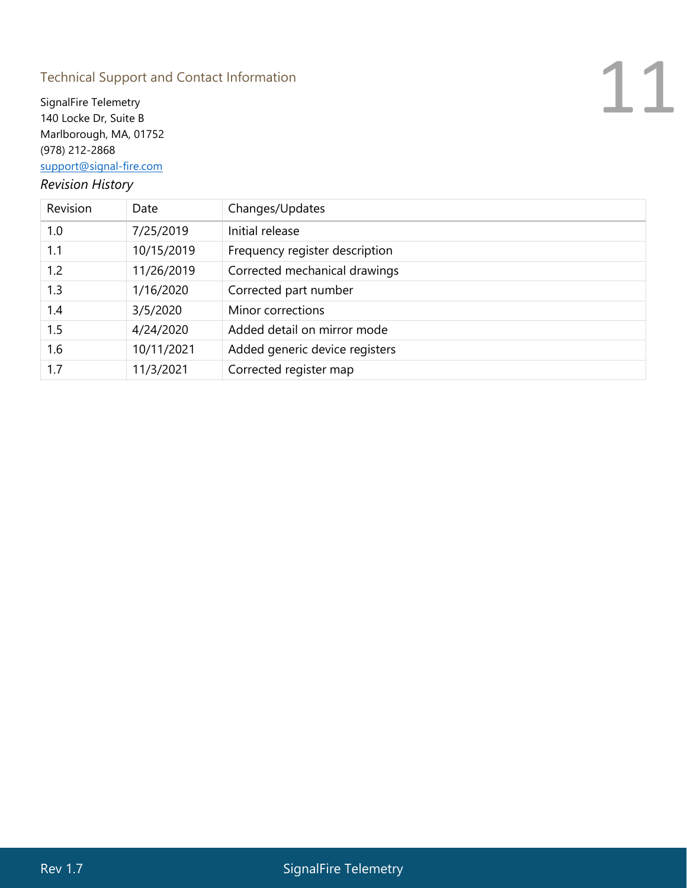## Technical Support and Contact Information

SignalFire Telemetry
140 Locke Dr, Suite B
Marlborough, MA, 01752
(978) 212-2868
support@signal-fire.com

*Revision History*

| Revision | Date | Changes/Updates |
|---|---|---|
| 1.0 | 7/25/2019 | Initial release |
| 1.1 | 10/15/2019 | Frequency register description |
| 1.2 | 11/26/2019 | Corrected mechanical drawings |
| 1.3 | 1/16/2020 | Corrected part number |
| 1.4 | 3/5/2020 | Minor corrections |
| 1.5 | 4/24/2020 | Added detail on mirror mode |
| 1.6 | 10/11/2021 | Added generic device registers |
| 1.7 | 11/3/2021 | Corrected register map |